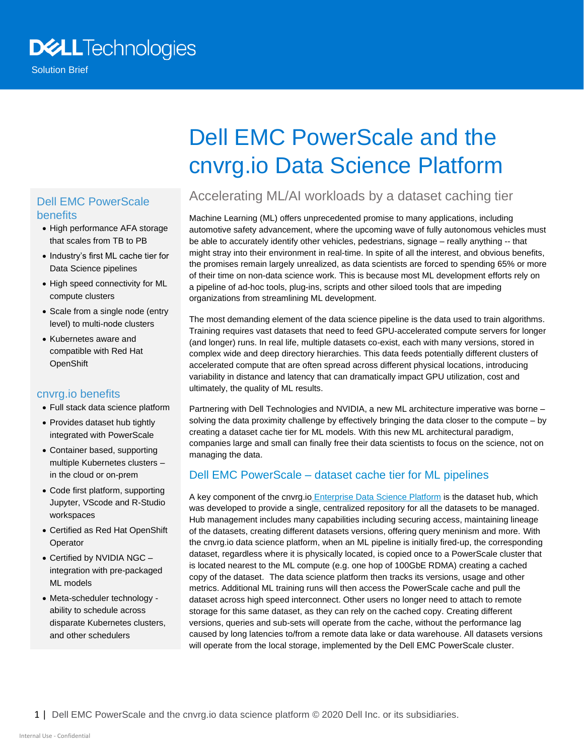Dell Technologies

Solution Brief

# Dell EMC PowerScale and the cnvrg.io Data Science Platform

## Accelerating ML/AI workloads by a dataset caching tier

Machine Learning (ML) offers unprecedented promise to many applications, including automotive safety advancement, where the upcoming wave of fully autonomous vehicles must be able to accurately identify other vehicles, pedestrians, signage – really anything -- that might stray into their environment in real-time. In spite of all the interest, and obvious benefits, the promises remain largely unrealized, as data scientists are forced to spending 65% or more of their time on non-data science work. This is because most ML development efforts rely on a pipeline of ad-hoc tools, plug-ins, scripts and other siloed tools that are impeding organizations from streamlining ML development.

The most demanding element of the data science pipeline is the data used to train algorithms. Training requires vast datasets that need to feed GPU-accelerated compute servers for longer (and longer) runs. In real life, multiple datasets co-exist, each with many versions, stored in complex wide and deep directory hierarchies. This data feeds potentially different clusters of accelerated compute that are often spread across different physical locations, introducing variability in distance and latency that can dramatically impact GPU utilization, cost and ultimately, the quality of ML results.

Partnering with Dell Technologies and NVIDIA, a new ML architecture imperative was borne – solving the data proximity challenge by effectively bringing the data closer to the compute – by creating a dataset cache tier for ML models. With this new ML architectural paradigm, companies large and small can finally free their data scientists to focus on the science, not on managing the data.

## Dell EMC PowerScale – dataset cache tier for ML pipelines

A key component of the cnvrg.io Enterprise Data Science Platform is the dataset hub, which was developed to provide a single, centralized repository for all the datasets to be managed. Hub management includes many capabilities including securing access, maintaining lineage of the datasets, creating different datasets versions, offering query meninism and more. With the cnvrg.io data science platform, when an ML pipeline is initially fired-up, the corresponding dataset, regardless where it is physically located, is copied once to a PowerScale cluster that is located nearest to the ML compute (e.g. one hop of 100GbE RDMA) creating a cached copy of the dataset. The data science platform then tracks its versions, usage and other metrics. Additional ML training runs will then access the PowerScale cache and pull the dataset across high speed interconnect. Other users no longer need to attach to remote storage for this same dataset, as they can rely on the cached copy. Creating different versions, queries and sub-sets will operate from the cache, without the performance lag caused by long latencies to/from a remote data lake or data warehouse. All datasets versions will operate from the local storage, implemented by the Dell EMC PowerScale cluster.

### Dell EMC PowerScale benefits

- High performance AFA storage that scales from TB to PB
- Industry's first ML cache tier for Data Science pipelines
- High speed connectivity for ML compute clusters
- Scale from a single node (entry level) to multi-node clusters
- Kubernetes aware and compatible with Red Hat OpenShift

### cnvrg.io benefits

- Full stack data science platform
- Provides dataset hub tightly integrated with PowerScale
- Container based, supporting multiple Kubernetes clusters – in the cloud or on-prem
- Code first platform, supporting Jupyter, VScode and R-Studio workspaces
- Certified as Red Hat OpenShift Operator
- Certified by NVIDIA NGC – integration with pre-packaged ML models
- Meta-scheduler technology - ability to schedule across disparate Kubernetes clusters, and other schedulers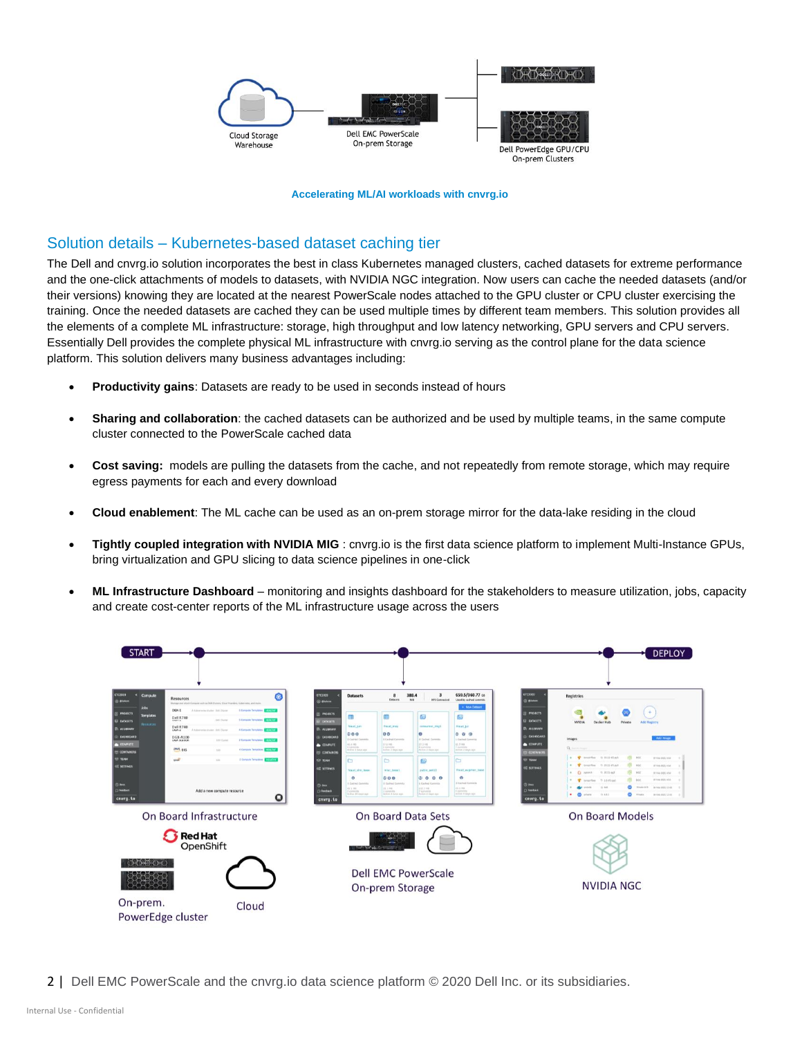Cloud Storage Warehouse

Dell EMC PowerScale On-prem Storage

Dell PowerEdge GPU/CPU On-prem Clusters

Accelerating ML/AI workloads with cnvrg.io

## Solution details – Kubernetes-based dataset caching tier

The Dell and cnvrg.io solution incorporates the best in class Kubernetes managed clusters, cached datasets for extreme performance and the one-click attachments of models to datasets, with NVIDIA NGC integration. Now users can cache the needed datasets (and/or their versions) knowing they are located at the nearest PowerScale nodes attached to the GPU cluster or CPU cluster exercising the training. Once the needed datasets are cached they can be used multiple times by different team members. This solution provides all the elements of a complete ML infrastructure: storage, high throughput and low latency networking, GPU servers and CPU servers. Essentially Dell provides the complete physical ML infrastructure with cnvrg.io serving as the control plane for the data science platform. This solution delivers many business advantages including:

- **Productivity gains**: Datasets are ready to be used in seconds instead of hours
- **Sharing and collaboration**: the cached datasets can be authorized and be used by multiple teams, in the same compute cluster connected to the PowerScale cached data
- **Cost saving:** models are pulling the datasets from the cache, and not repeatedly from remote storage, which may require egress payments for each and every download
- **Cloud enablement**: The ML cache can be used as an on-prem storage mirror for the data-lake residing in the cloud
- **Tightly coupled integration with NVIDIA MIG** : cnvrg.io is the first data science platform to implement Multi-Instance GPUs, bring virtualization and GPU slicing to data science pipelines in one-click
- **ML Infrastructure Dashboard** – monitoring and insights dashboard for the stakeholders to measure utilization, jobs, capacity and create cost-center reports of the ML infrastructure usage across the users

START → DEPLOY

On Board Infrastructure — Red Hat OpenShift; On-prem. PowerEdge cluster; Cloud

On Board Data Sets — Dell EMC PowerScale On-prem Storage

On Board Models — NVIDIA NGC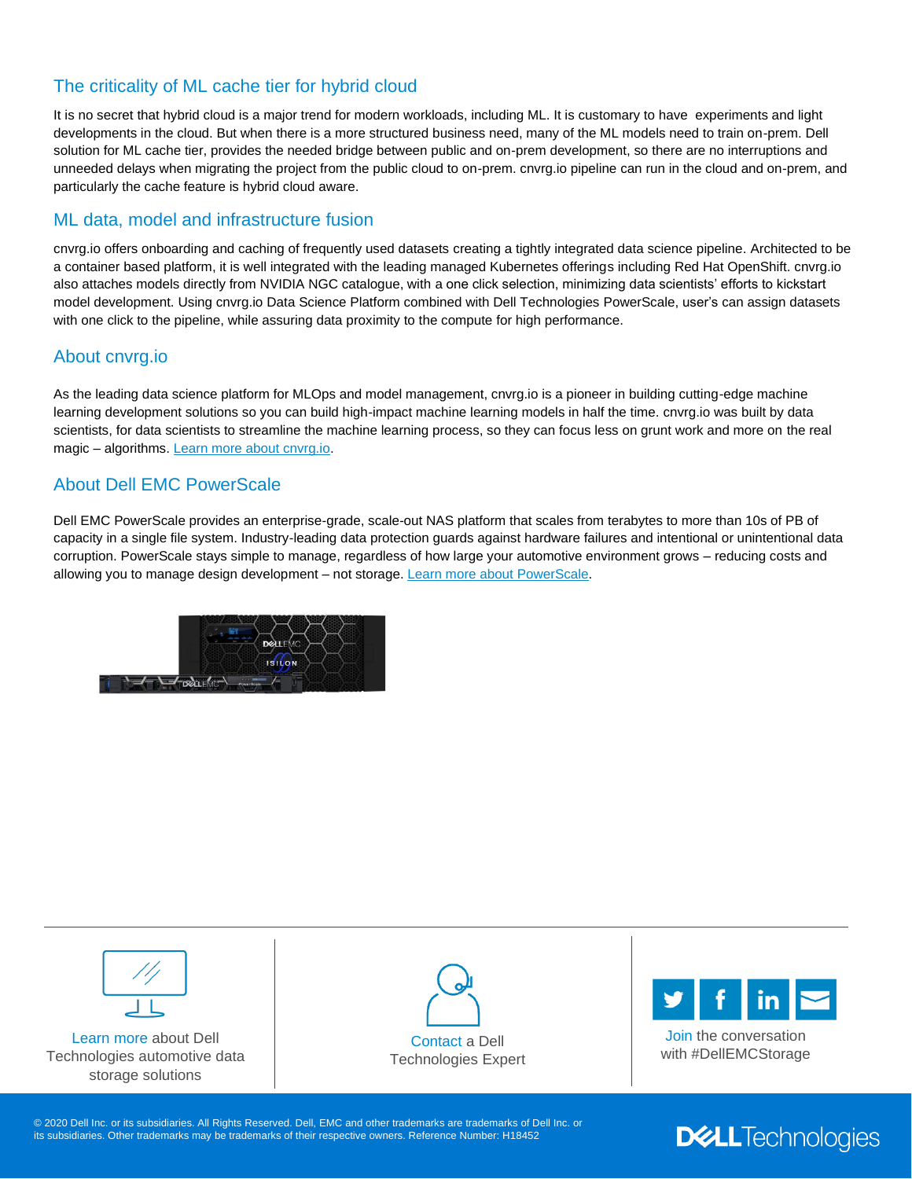## The criticality of ML cache tier for hybrid cloud

It is no secret that hybrid cloud is a major trend for modern workloads, including ML. It is customary to have experiments and light developments in the cloud. But when there is a more structured business need, many of the ML models need to train on-prem. Dell solution for ML cache tier, provides the needed bridge between public and on-prem development, so there are no interruptions and unneeded delays when migrating the project from the public cloud to on-prem. cnvrg.io pipeline can run in the cloud and on-prem, and particularly the cache feature is hybrid cloud aware.

## ML data, model and infrastructure fusion

cnvrg.io offers onboarding and caching of frequently used datasets creating a tightly integrated data science pipeline. Architected to be a container based platform, it is well integrated with the leading managed Kubernetes offerings including Red Hat OpenShift. cnvrg.io also attaches models directly from NVIDIA NGC catalogue, with a one click selection, minimizing data scientists' efforts to kickstart model development. Using cnvrg.io Data Science Platform combined with Dell Technologies PowerScale, user's can assign datasets with one click to the pipeline, while assuring data proximity to the compute for high performance.

## About cnvrg.io

As the leading data science platform for MLOps and model management, cnvrg.io is a pioneer in building cutting-edge machine learning development solutions so you can build high-impact machine learning models in half the time. cnvrg.io was built by data scientists, for data scientists to streamline the machine learning process, so they can focus less on grunt work and more on the real magic – algorithms. Learn more about cnvrg.io.

## About Dell EMC PowerScale

Dell EMC PowerScale provides an enterprise-grade, scale-out NAS platform that scales from terabytes to more than 10s of PB of capacity in a single file system. Industry-leading data protection guards against hardware failures and intentional or unintentional data corruption. PowerScale stays simple to manage, regardless of how large your automotive environment grows – reducing costs and allowing you to manage design development – not storage. Learn more about PowerScale.

Learn more about Dell Technologies automotive data storage solutions

Contact a Dell Technologies Expert

Join the conversation with #DellEMCStorage

© 2020 Dell Inc. or its subsidiaries. All Rights Reserved. Dell, EMC and other trademarks are trademarks of Dell Inc. or its subsidiaries. Other trademarks may be trademarks of their respective owners. Reference Number: H18452